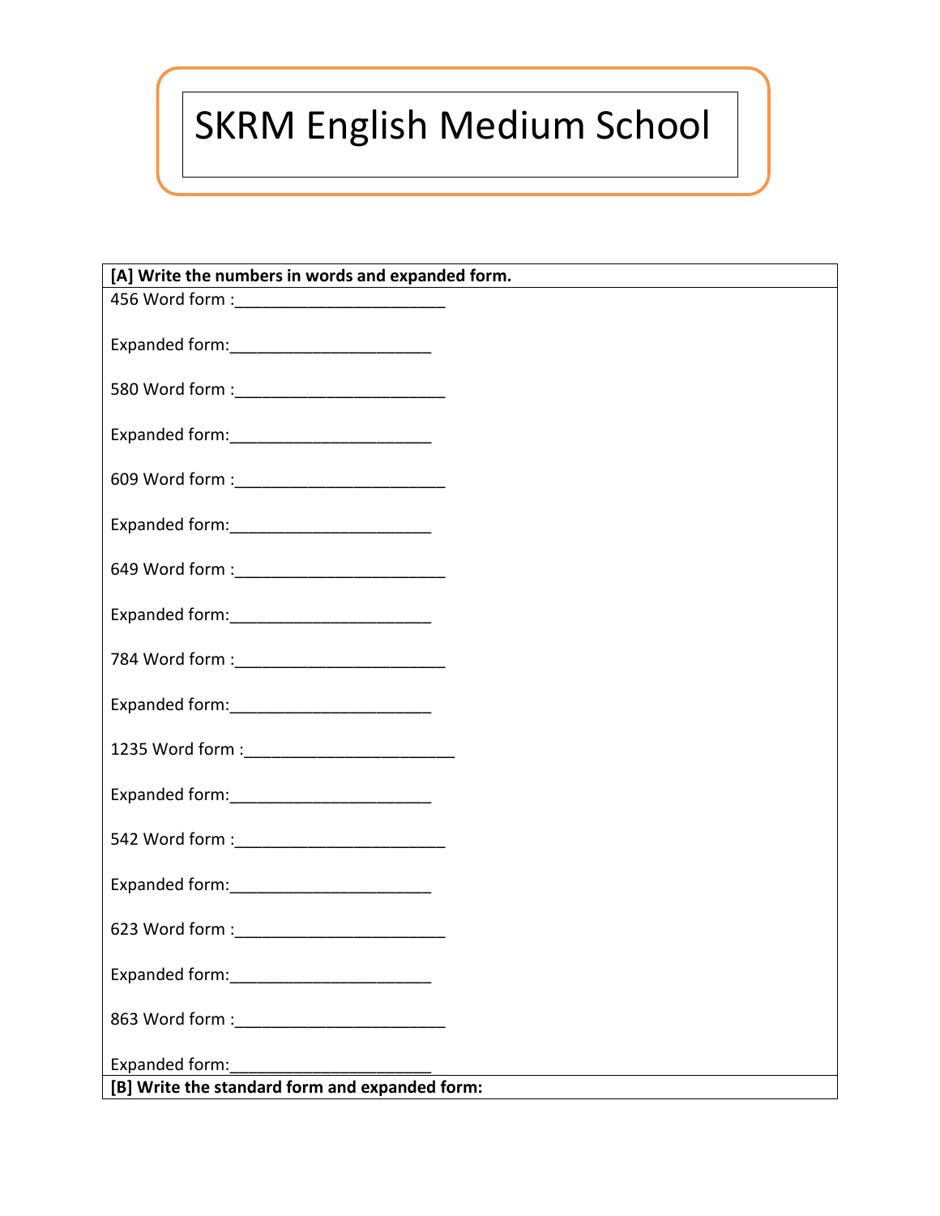# SKRM English Medium School

**[A] Write the numbers in words and expanded form.**

456 Word form :________________________

Expanded form:_______________________

580 Word form :________________________

Expanded form:_______________________

609 Word form :________________________

Expanded form:_______________________

649 Word form :________________________

Expanded form:_______________________

784 Word form :________________________

Expanded form:_______________________

1235 Word form :________________________

Expanded form:_______________________

542 Word form :________________________

Expanded form:_______________________

623 Word form :________________________

Expanded form:_______________________

863 Word form :________________________

Expanded form:_______________________

**[B] Write the standard form and expanded form:**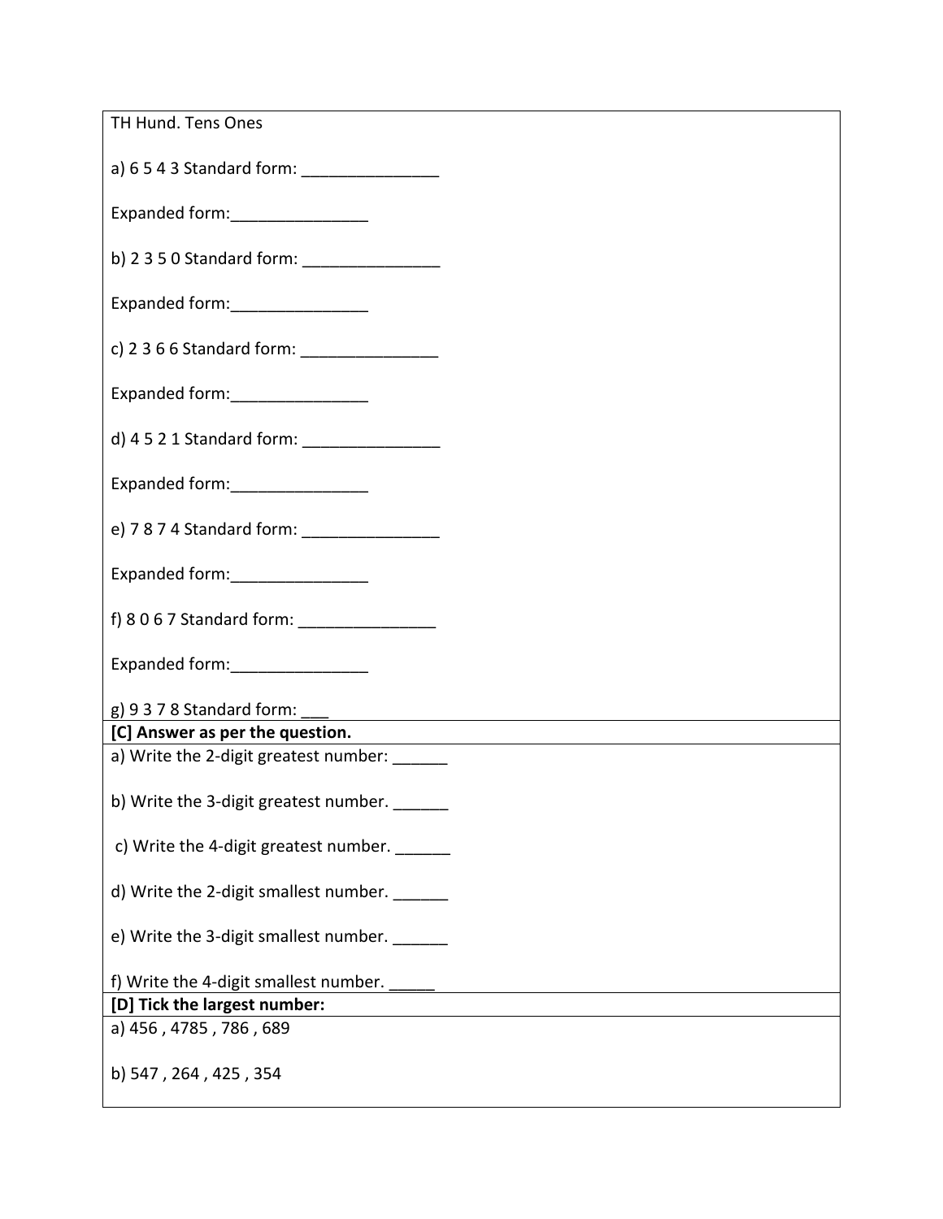TH Hund. Tens Ones

a) 6 5 4 3 Standard form: _______________

Expanded form:_______________

b) 2 3 5 0 Standard form: _______________

Expanded form:_______________

c) 2 3 6 6 Standard form: _______________

Expanded form:_______________

d) 4 5 2 1 Standard form: _______________

Expanded form:_______________

e) 7 8 7 4 Standard form: _______________

Expanded form:_______________

f) 8 0 6 7 Standard form: _______________

Expanded form:_______________

g) 9 3 7 8 Standard form: ___

**[C] Answer as per the question.**

a) Write the 2-digit greatest number: ______

b) Write the 3-digit greatest number. ______

c) Write the 4-digit greatest number. ______

d) Write the 2-digit smallest number. ______

e) Write the 3-digit smallest number. ______

f) Write the 4-digit smallest number. _____

**[D] Tick the largest number:**

a) 456 , 4785 , 786 , 689

b) 547 , 264 , 425 , 354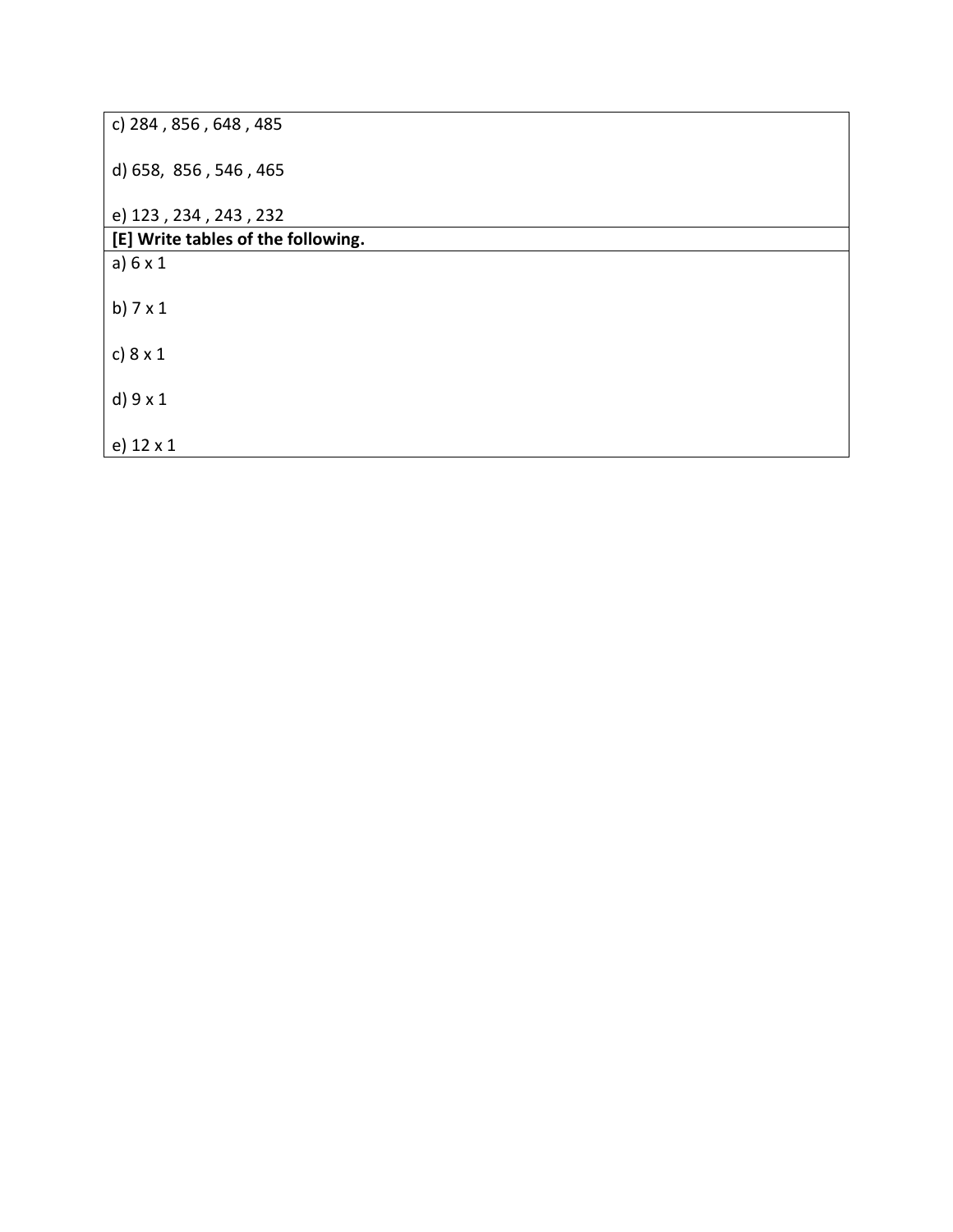c) 284 , 856 , 648 , 485

d) 658,  856 , 546 , 465

e) 123 , 234 , 243 , 232

**[E] Write tables of the following.**

a) 6 x 1

b) 7 x 1

c) 8 x 1

d) 9 x 1

e) 12 x 1